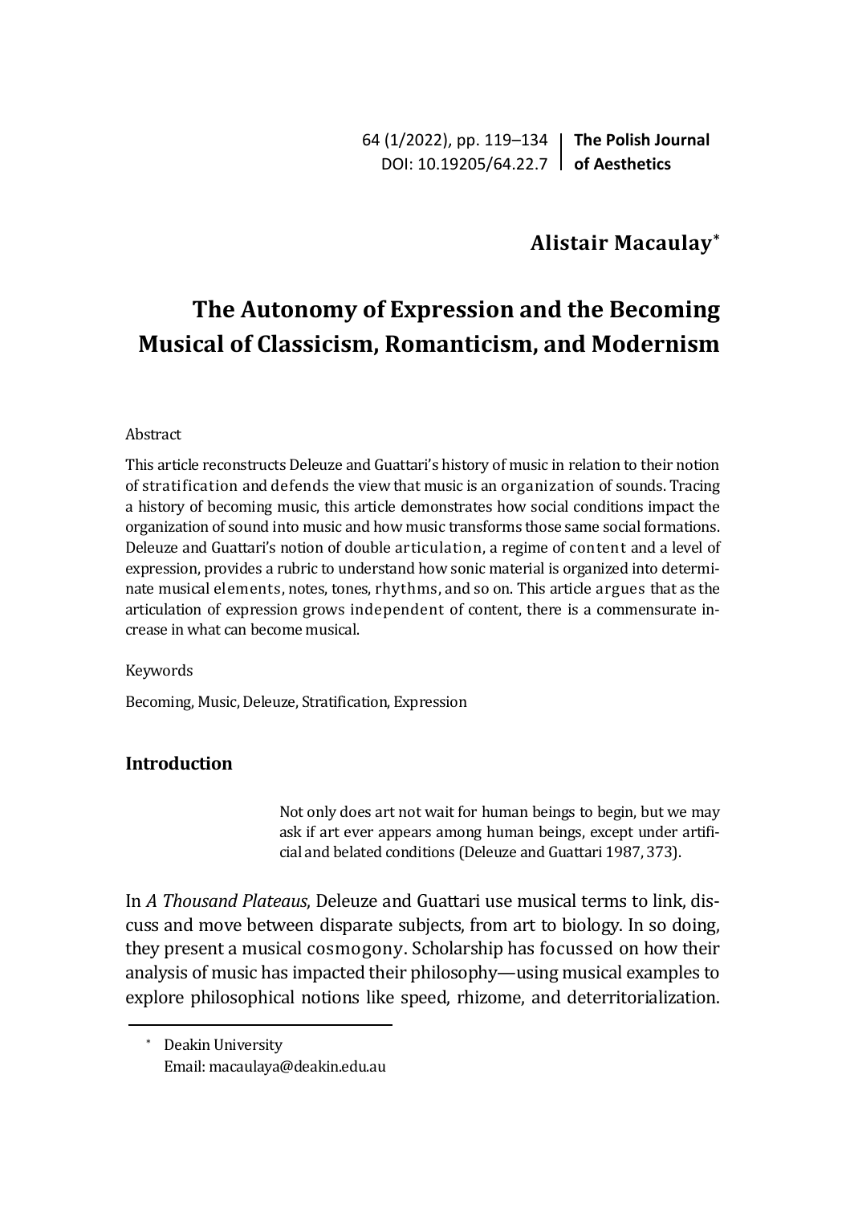## Alistair Macaulay[*]

# The Autonomy of Expression and the Becoming Musical of Classicism, Romanticism, and Modernism

Abstract

This article reconstructs Deleuze and Guattari's history of music in relation to their notion of stratification and defends the view that music is an organization of sounds. Tracing a history of becoming music, this article demonstrates how social conditions impact the organization of sound into music and how music transforms those same social formations. Deleuze and Guattari's notion of double articulation, a regime of content and a level of expression, provides a rubric to understand how sonic material is organized into determinate musical elements, notes, tones, rhythms, and so on. This article argues that as the articulation of expression grows independent of content, there is a commensurate increase in what can become musical.

Keywords

Becoming, Music, Deleuze, Stratification, Expression

## Introduction

> Not only does art not wait for human beings to begin, but we may ask if art ever appears among human beings, except under artificial and belated conditions (Deleuze and Guattari 1987, 373).

In *A Thousand Plateaus*, Deleuze and Guattari use musical terms to link, discuss and move between disparate subjects, from art to biology. In so doing, they present a musical cosmogony. Scholarship has focussed on how their analysis of music has impacted their philosophy—using musical examples to explore philosophical notions like speed, rhizome, and deterritorialization.

[*] Deakin University
Email: macaulaya@deakin.edu.au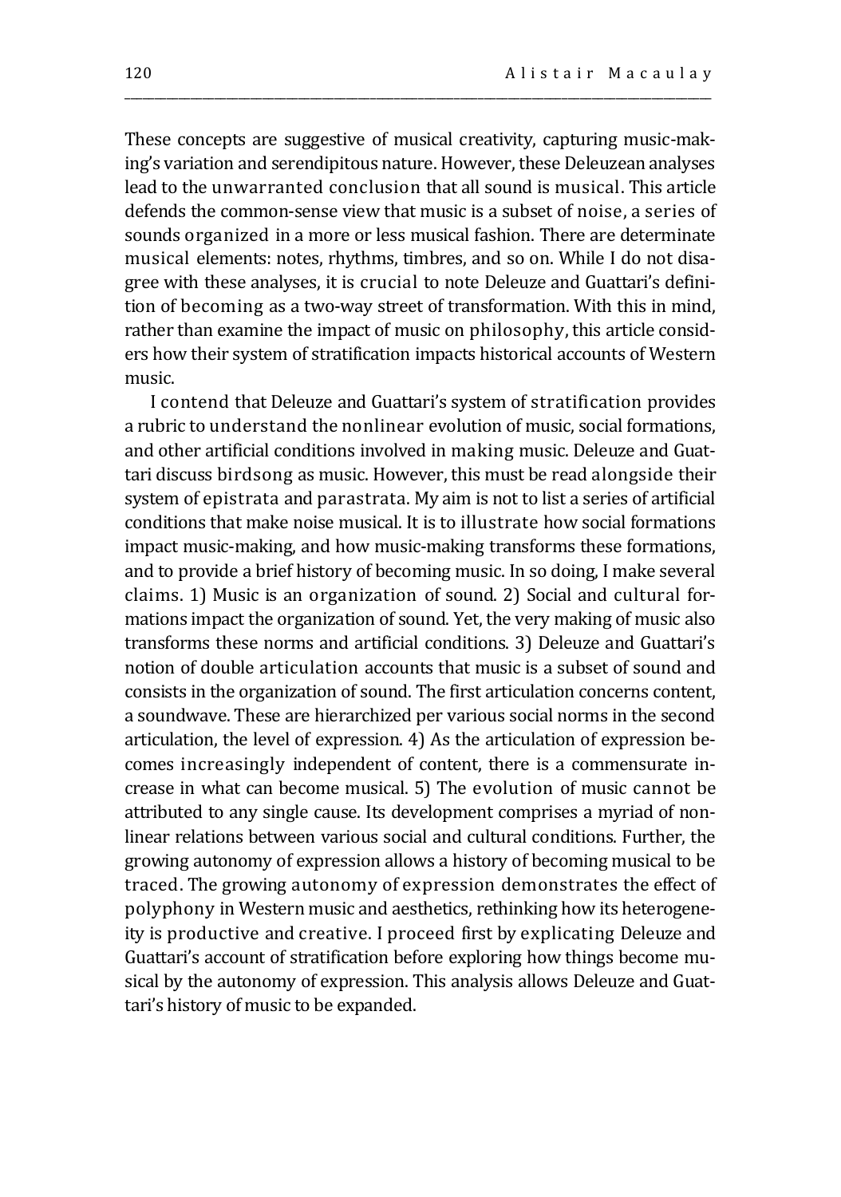These concepts are suggestive of musical creativity, capturing music-making's variation and serendipitous nature. However, these Deleuzean analyses lead to the unwarranted conclusion that all sound is musical. This article defends the common-sense view that music is a subset of noise, a series of sounds organized in a more or less musical fashion. There are determinate musical elements: notes, rhythms, timbres, and so on. While I do not disagree with these analyses, it is crucial to note Deleuze and Guattari's definition of becoming as a two-way street of transformation. With this in mind, rather than examine the impact of music on philosophy, this article considers how their system of stratification impacts historical accounts of Western music.

I contend that Deleuze and Guattari's system of stratification provides a rubric to understand the nonlinear evolution of music, social formations, and other artificial conditions involved in making music. Deleuze and Guattari discuss birdsong as music. However, this must be read alongside their system of epistrata and parastrata. My aim is not to list a series of artificial conditions that make noise musical. It is to illustrate how social formations impact music-making, and how music-making transforms these formations, and to provide a brief history of becoming music. In so doing, I make several claims. 1) Music is an organization of sound. 2) Social and cultural formations impact the organization of sound. Yet, the very making of music also transforms these norms and artificial conditions. 3) Deleuze and Guattari's notion of double articulation accounts that music is a subset of sound and consists in the organization of sound. The first articulation concerns content, a soundwave. These are hierarchized per various social norms in the second articulation, the level of expression. 4) As the articulation of expression becomes increasingly independent of content, there is a commensurate increase in what can become musical. 5) The evolution of music cannot be attributed to any single cause. Its development comprises a myriad of nonlinear relations between various social and cultural conditions. Further, the growing autonomy of expression allows a history of becoming musical to be traced. The growing autonomy of expression demonstrates the effect of polyphony in Western music and aesthetics, rethinking how its heterogeneity is productive and creative. I proceed first by explicating Deleuze and Guattari's account of stratification before exploring how things become musical by the autonomy of expression. This analysis allows Deleuze and Guattari's history of music to be expanded.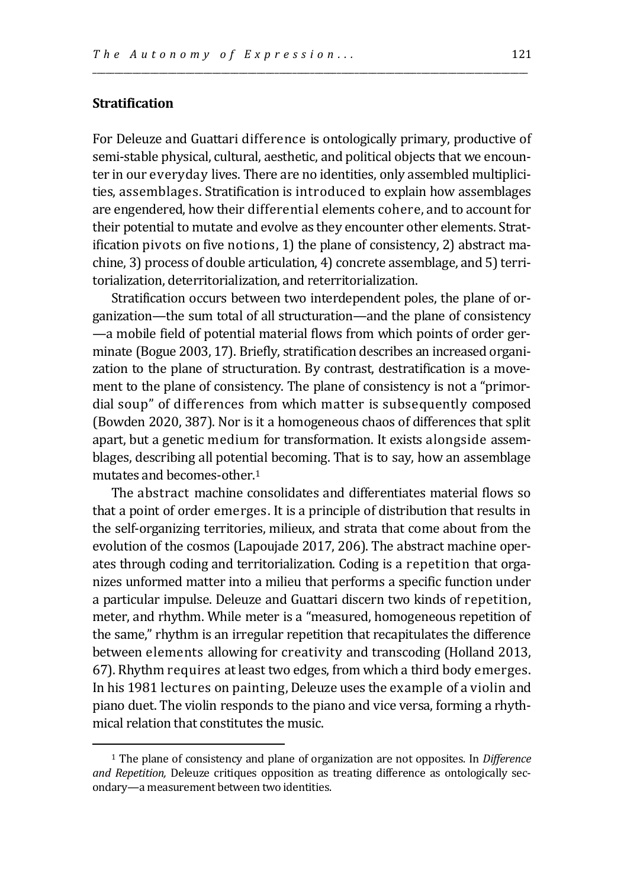## Stratification

For Deleuze and Guattari difference is ontologically primary, productive of semi-stable physical, cultural, aesthetic, and political objects that we encounter in our everyday lives. There are no identities, only assembled multiplicities, assemblages. Stratification is introduced to explain how assemblages are engendered, how their differential elements cohere, and to account for their potential to mutate and evolve as they encounter other elements. Stratification pivots on five notions, 1) the plane of consistency, 2) abstract machine, 3) process of double articulation, 4) concrete assemblage, and 5) territorialization, deterritorialization, and reterritorialization.

Stratification occurs between two interdependent poles, the plane of organization—the sum total of all structuration—and the plane of consistency—a mobile field of potential material flows from which points of order germinate (Bogue 2003, 17). Briefly, stratification describes an increased organization to the plane of structuration. By contrast, destratification is a movement to the plane of consistency. The plane of consistency is not a "primordial soup" of differences from which matter is subsequently composed (Bowden 2020, 387). Nor is it a homogeneous chaos of differences that split apart, but a genetic medium for transformation. It exists alongside assemblages, describing all potential becoming. That is to say, how an assemblage mutates and becomes-other.[1]

The abstract machine consolidates and differentiates material flows so that a point of order emerges. It is a principle of distribution that results in the self-organizing territories, milieux, and strata that come about from the evolution of the cosmos (Lapoujade 2017, 206). The abstract machine operates through coding and territorialization. Coding is a repetition that organizes unformed matter into a milieu that performs a specific function under a particular impulse. Deleuze and Guattari discern two kinds of repetition, meter, and rhythm. While meter is a "measured, homogeneous repetition of the same," rhythm is an irregular repetition that recapitulates the difference between elements allowing for creativity and transcoding (Holland 2013, 67). Rhythm requires at least two edges, from which a third body emerges. In his 1981 lectures on painting, Deleuze uses the example of a violin and piano duet. The violin responds to the piano and vice versa, forming a rhythmical relation that constitutes the music.

[1] The plane of consistency and plane of organization are not opposites. In *Difference and Repetition,* Deleuze critiques opposition as treating difference as ontologically secondary—a measurement between two identities.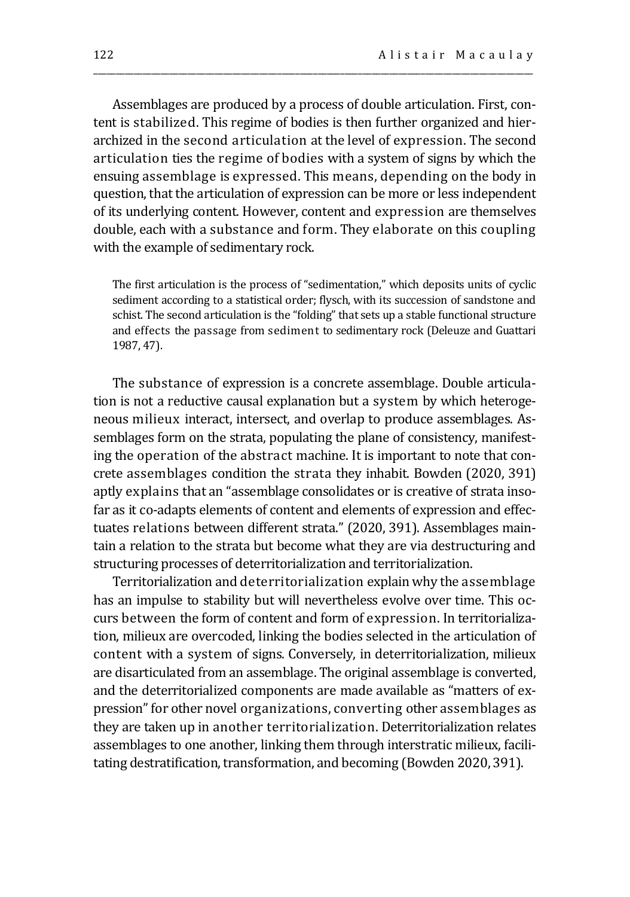Assemblages are produced by a process of double articulation. First, content is stabilized. This regime of bodies is then further organized and hierarchized in the second articulation at the level of expression. The second articulation ties the regime of bodies with a system of signs by which the ensuing assemblage is expressed. This means, depending on the body in question, that the articulation of expression can be more or less independent of its underlying content. However, content and expression are themselves double, each with a substance and form. They elaborate on this coupling with the example of sedimentary rock.

> The first articulation is the process of "sedimentation," which deposits units of cyclic sediment according to a statistical order; flysch, with its succession of sandstone and schist. The second articulation is the "folding" that sets up a stable functional structure and effects the passage from sediment to sedimentary rock (Deleuze and Guattari 1987, 47).

The substance of expression is a concrete assemblage. Double articulation is not a reductive causal explanation but a system by which heterogeneous milieux interact, intersect, and overlap to produce assemblages. Assemblages form on the strata, populating the plane of consistency, manifesting the operation of the abstract machine. It is important to note that concrete assemblages condition the strata they inhabit. Bowden (2020, 391) aptly explains that an "assemblage consolidates or is creative of strata insofar as it co-adapts elements of content and elements of expression and effectuates relations between different strata." (2020, 391). Assemblages maintain a relation to the strata but become what they are via destructuring and structuring processes of deterritorialization and territorialization.

Territorialization and deterritorialization explain why the assemblage has an impulse to stability but will nevertheless evolve over time. This occurs between the form of content and form of expression. In territorialization, milieux are overcoded, linking the bodies selected in the articulation of content with a system of signs. Conversely, in deterritorialization, milieux are disarticulated from an assemblage. The original assemblage is converted, and the deterritorialized components are made available as "matters of expression" for other novel organizations, converting other assemblages as they are taken up in another territorialization. Deterritorialization relates assemblages to one another, linking them through interstratic milieux, facilitating destratification, transformation, and becoming (Bowden 2020, 391).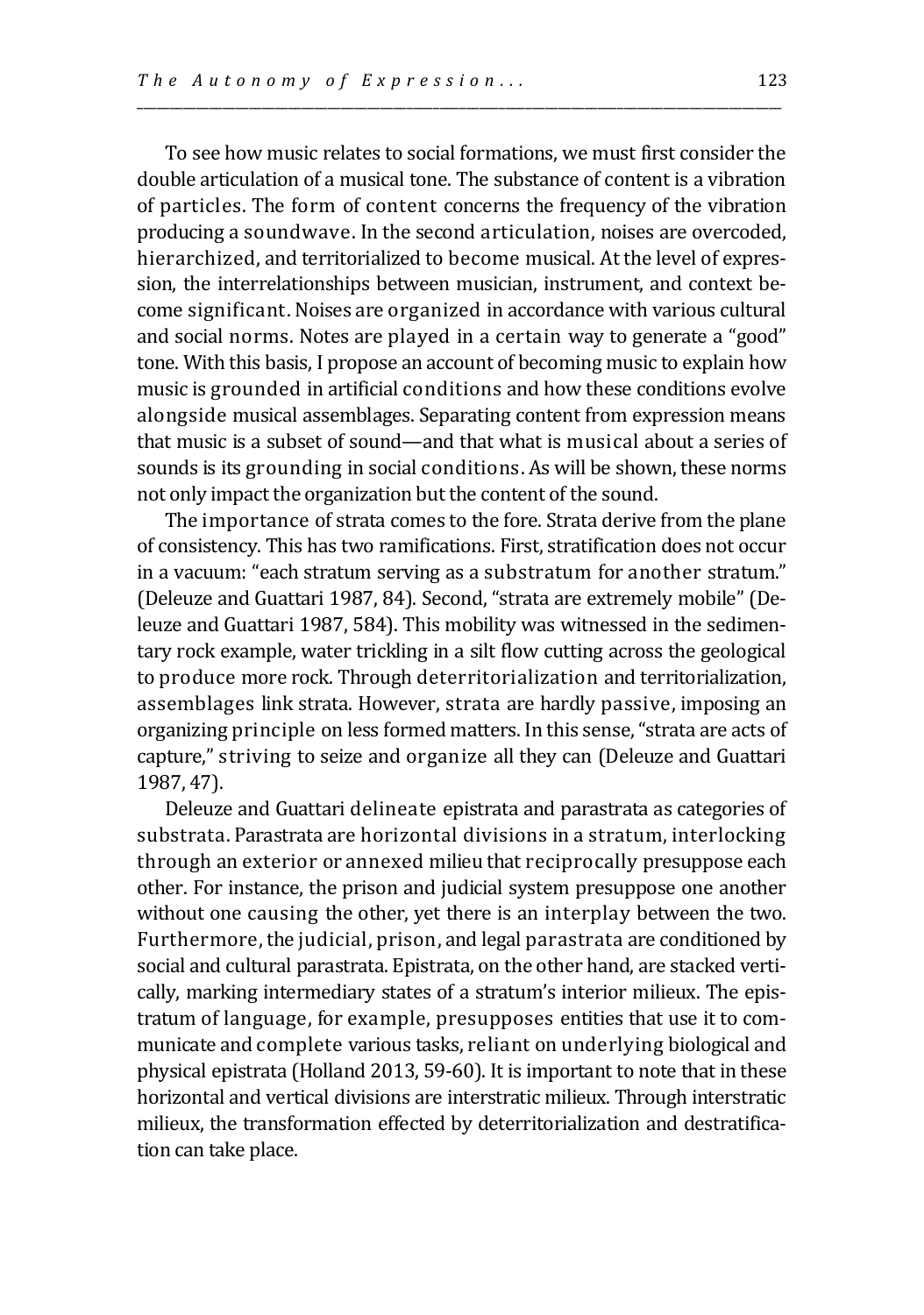To see how music relates to social formations, we must first consider the double articulation of a musical tone. The substance of content is a vibration of particles. The form of content concerns the frequency of the vibration producing a soundwave. In the second articulation, noises are overcoded, hierarchized, and territorialized to become musical. At the level of expression, the interrelationships between musician, instrument, and context become significant. Noises are organized in accordance with various cultural and social norms. Notes are played in a certain way to generate a "good" tone. With this basis, I propose an account of becoming music to explain how music is grounded in artificial conditions and how these conditions evolve alongside musical assemblages. Separating content from expression means that music is a subset of sound—and that what is musical about a series of sounds is its grounding in social conditions. As will be shown, these norms not only impact the organization but the content of the sound.

The importance of strata comes to the fore. Strata derive from the plane of consistency. This has two ramifications. First, stratification does not occur in a vacuum: "each stratum serving as a substratum for another stratum." (Deleuze and Guattari 1987, 84). Second, "strata are extremely mobile" (Deleuze and Guattari 1987, 584). This mobility was witnessed in the sedimentary rock example, water trickling in a silt flow cutting across the geological to produce more rock. Through deterritorialization and territorialization, assemblages link strata. However, strata are hardly passive, imposing an organizing principle on less formed matters. In this sense, "strata are acts of capture," striving to seize and organize all they can (Deleuze and Guattari 1987, 47).

Deleuze and Guattari delineate epistrata and parastrata as categories of substrata. Parastrata are horizontal divisions in a stratum, interlocking through an exterior or annexed milieu that reciprocally presuppose each other. For instance, the prison and judicial system presuppose one another without one causing the other, yet there is an interplay between the two. Furthermore, the judicial, prison, and legal parastrata are conditioned by social and cultural parastrata. Epistrata, on the other hand, are stacked vertically, marking intermediary states of a stratum's interior milieux. The epistratum of language, for example, presupposes entities that use it to communicate and complete various tasks, reliant on underlying biological and physical epistrata (Holland 2013, 59-60). It is important to note that in these horizontal and vertical divisions are interstratic milieux. Through interstratic milieux, the transformation effected by deterritorialization and destratification can take place.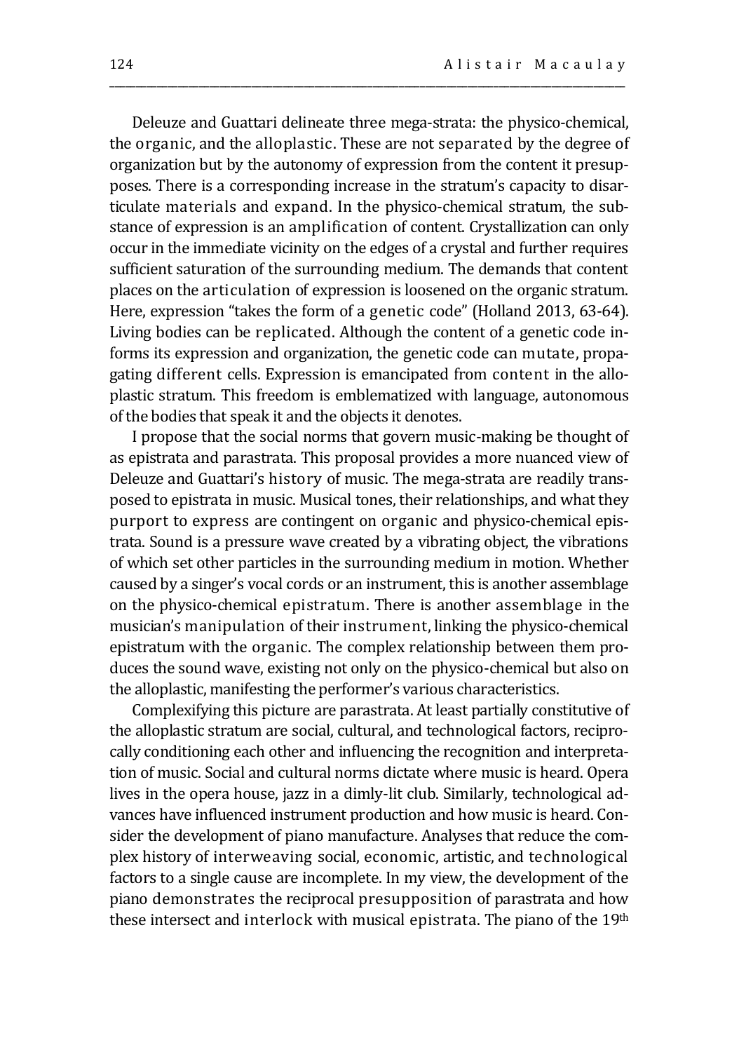Deleuze and Guattari delineate three mega-strata: the physico-chemical, the organic, and the alloplastic. These are not separated by the degree of organization but by the autonomy of expression from the content it presupposes. There is a corresponding increase in the stratum's capacity to disarticulate materials and expand. In the physico-chemical stratum, the substance of expression is an amplification of content. Crystallization can only occur in the immediate vicinity on the edges of a crystal and further requires sufficient saturation of the surrounding medium. The demands that content places on the articulation of expression is loosened on the organic stratum. Here, expression "takes the form of a genetic code" (Holland 2013, 63-64). Living bodies can be replicated. Although the content of a genetic code informs its expression and organization, the genetic code can mutate, propagating different cells. Expression is emancipated from content in the alloplastic stratum. This freedom is emblematized with language, autonomous of the bodies that speak it and the objects it denotes.

I propose that the social norms that govern music-making be thought of as epistrata and parastrata. This proposal provides a more nuanced view of Deleuze and Guattari's history of music. The mega-strata are readily transposed to epistrata in music. Musical tones, their relationships, and what they purport to express are contingent on organic and physico-chemical epistrata. Sound is a pressure wave created by a vibrating object, the vibrations of which set other particles in the surrounding medium in motion. Whether caused by a singer's vocal cords or an instrument, this is another assemblage on the physico-chemical epistratum. There is another assemblage in the musician's manipulation of their instrument, linking the physico-chemical epistratum with the organic. The complex relationship between them produces the sound wave, existing not only on the physico-chemical but also on the alloplastic, manifesting the performer's various characteristics.

Complexifying this picture are parastrata. At least partially constitutive of the alloplastic stratum are social, cultural, and technological factors, reciprocally conditioning each other and influencing the recognition and interpretation of music. Social and cultural norms dictate where music is heard. Opera lives in the opera house, jazz in a dimly-lit club. Similarly, technological advances have influenced instrument production and how music is heard. Consider the development of piano manufacture. Analyses that reduce the complex history of interweaving social, economic, artistic, and technological factors to a single cause are incomplete. In my view, the development of the piano demonstrates the reciprocal presupposition of parastrata and how these intersect and interlock with musical epistrata. The piano of the 19th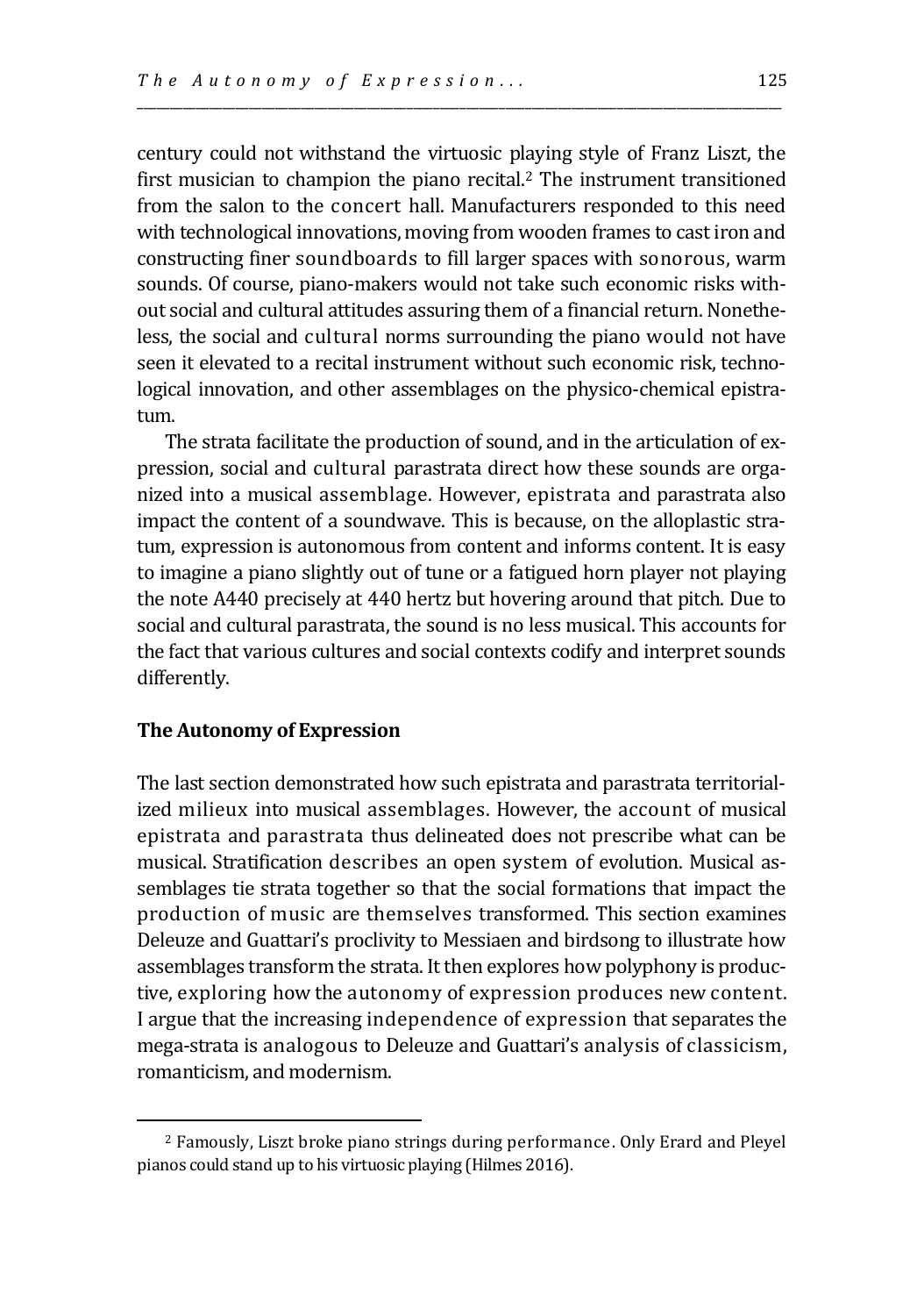century could not withstand the virtuosic playing style of Franz Liszt, the first musician to champion the piano recital.[2] The instrument transitioned from the salon to the concert hall. Manufacturers responded to this need with technological innovations, moving from wooden frames to cast iron and constructing finer soundboards to fill larger spaces with sonorous, warm sounds. Of course, piano-makers would not take such economic risks without social and cultural attitudes assuring them of a financial return. Nonetheless, the social and cultural norms surrounding the piano would not have seen it elevated to a recital instrument without such economic risk, technological innovation, and other assemblages on the physico-chemical epistratum.

The strata facilitate the production of sound, and in the articulation of expression, social and cultural parastrata direct how these sounds are organized into a musical assemblage. However, epistrata and parastrata also impact the content of a soundwave. This is because, on the alloplastic stratum, expression is autonomous from content and informs content. It is easy to imagine a piano slightly out of tune or a fatigued horn player not playing the note A440 precisely at 440 hertz but hovering around that pitch. Due to social and cultural parastrata, the sound is no less musical. This accounts for the fact that various cultures and social contexts codify and interpret sounds differently.

### The Autonomy of Expression

The last section demonstrated how such epistrata and parastrata territorialized milieux into musical assemblages. However, the account of musical epistrata and parastrata thus delineated does not prescribe what can be musical. Stratification describes an open system of evolution. Musical assemblages tie strata together so that the social formations that impact the production of music are themselves transformed. This section examines Deleuze and Guattari's proclivity to Messiaen and birdsong to illustrate how assemblages transform the strata. It then explores how polyphony is productive, exploring how the autonomy of expression produces new content. I argue that the increasing independence of expression that separates the mega-strata is analogous to Deleuze and Guattari's analysis of classicism, romanticism, and modernism.

---

[2] Famously, Liszt broke piano strings during performance. Only Erard and Pleyel pianos could stand up to his virtuosic playing (Hilmes 2016).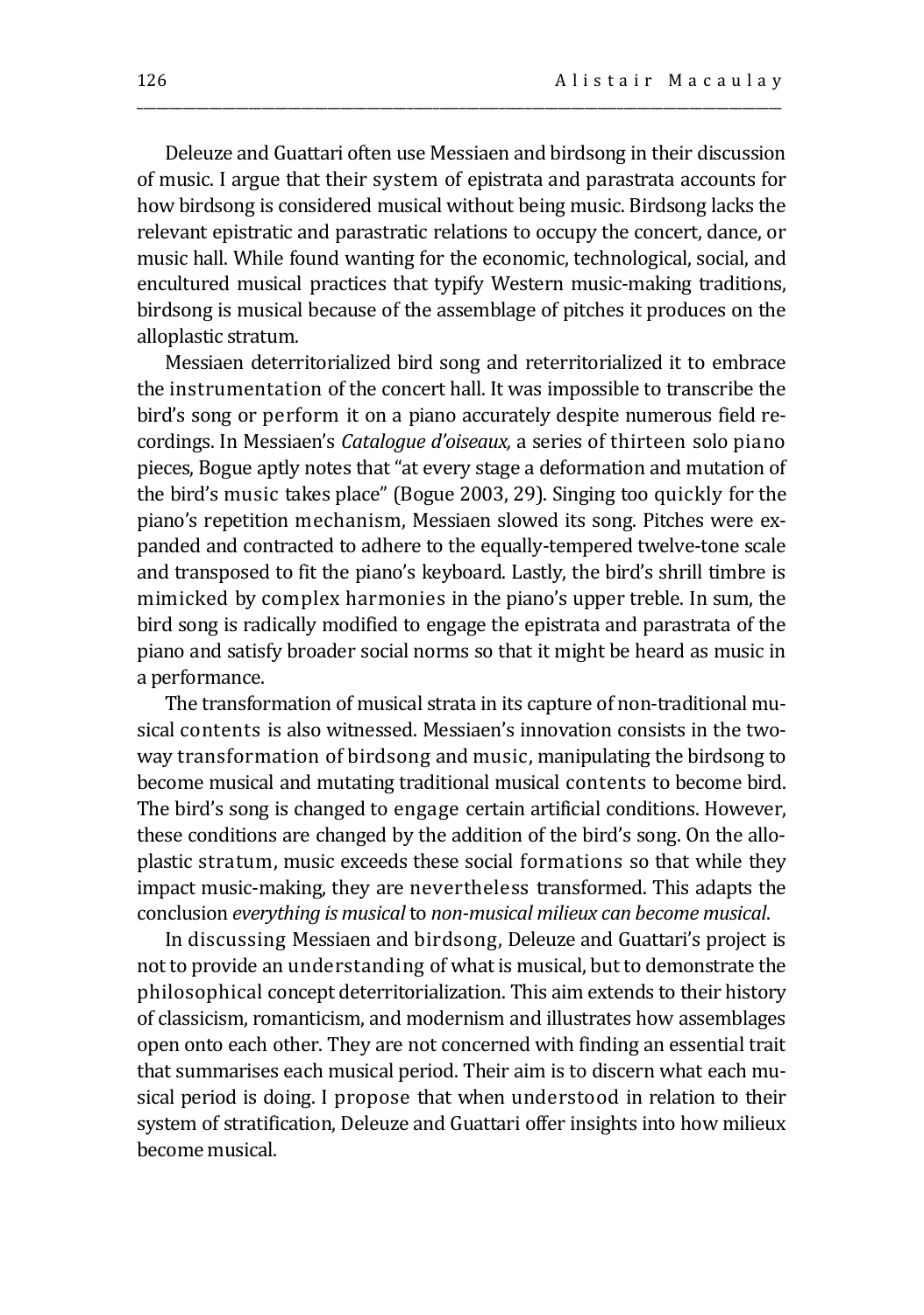Deleuze and Guattari often use Messiaen and birdsong in their discussion of music. I argue that their system of epistrata and parastrata accounts for how birdsong is considered musical without being music. Birdsong lacks the relevant epistratic and parastratic relations to occupy the concert, dance, or music hall. While found wanting for the economic, technological, social, and encultured musical practices that typify Western music-making traditions, birdsong is musical because of the assemblage of pitches it produces on the alloplastic stratum.

Messiaen deterritorialized bird song and reterritorialized it to embrace the instrumentation of the concert hall. It was impossible to transcribe the bird's song or perform it on a piano accurately despite numerous field recordings. In Messiaen's *Catalogue d'oiseaux,* a series of thirteen solo piano pieces, Bogue aptly notes that "at every stage a deformation and mutation of the bird's music takes place" (Bogue 2003, 29). Singing too quickly for the piano's repetition mechanism, Messiaen slowed its song. Pitches were expanded and contracted to adhere to the equally-tempered twelve-tone scale and transposed to fit the piano's keyboard. Lastly, the bird's shrill timbre is mimicked by complex harmonies in the piano's upper treble. In sum, the bird song is radically modified to engage the epistrata and parastrata of the piano and satisfy broader social norms so that it might be heard as music in a performance.

The transformation of musical strata in its capture of non-traditional musical contents is also witnessed. Messiaen's innovation consists in the two-way transformation of birdsong and music, manipulating the birdsong to become musical and mutating traditional musical contents to become bird. The bird's song is changed to engage certain artificial conditions. However, these conditions are changed by the addition of the bird's song. On the alloplastic stratum, music exceeds these social formations so that while they impact music-making, they are nevertheless transformed. This adapts the conclusion *everything is musical* to *non-musical milieux can become musical*.

In discussing Messiaen and birdsong, Deleuze and Guattari's project is not to provide an understanding of what is musical, but to demonstrate the philosophical concept deterritorialization. This aim extends to their history of classicism, romanticism, and modernism and illustrates how assemblages open onto each other. They are not concerned with finding an essential trait that summarises each musical period. Their aim is to discern what each musical period is doing. I propose that when understood in relation to their system of stratification, Deleuze and Guattari offer insights into how milieux become musical.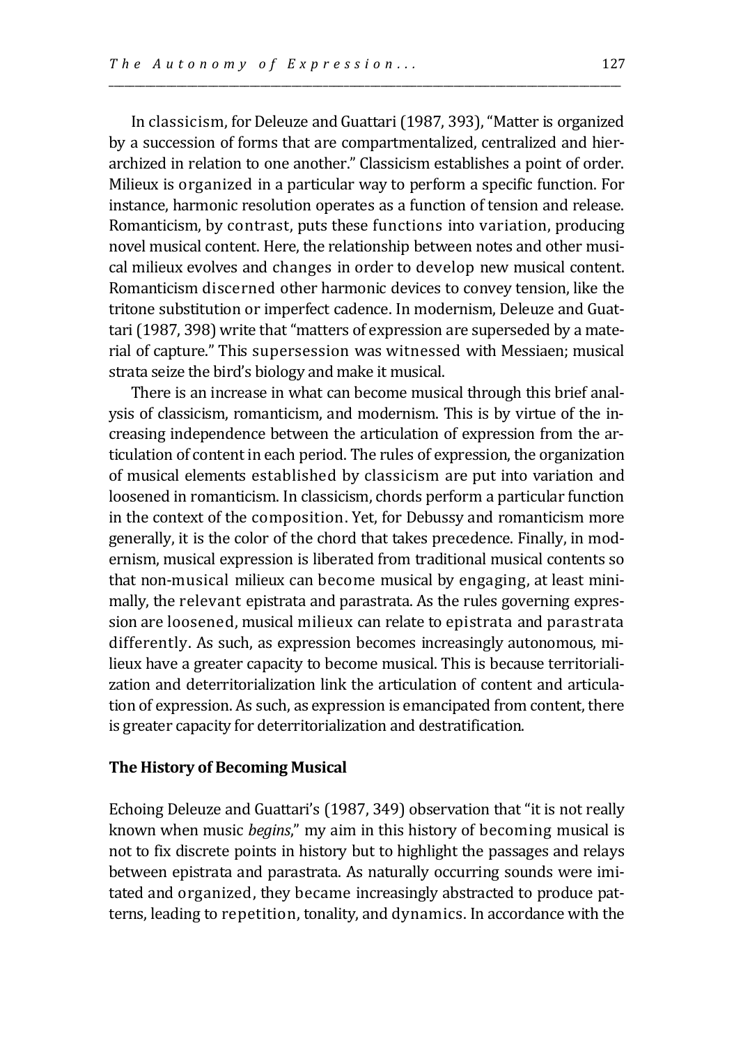In classicism, for Deleuze and Guattari (1987, 393), "Matter is organized by a succession of forms that are compartmentalized, centralized and hierarchized in relation to one another." Classicism establishes a point of order. Milieux is organized in a particular way to perform a specific function. For instance, harmonic resolution operates as a function of tension and release. Romanticism, by contrast, puts these functions into variation, producing novel musical content. Here, the relationship between notes and other musical milieux evolves and changes in order to develop new musical content. Romanticism discerned other harmonic devices to convey tension, like the tritone substitution or imperfect cadence. In modernism, Deleuze and Guattari (1987, 398) write that "matters of expression are superseded by a material of capture." This supersession was witnessed with Messiaen; musical strata seize the bird's biology and make it musical.

There is an increase in what can become musical through this brief analysis of classicism, romanticism, and modernism. This is by virtue of the increasing independence between the articulation of expression from the articulation of content in each period. The rules of expression, the organization of musical elements established by classicism are put into variation and loosened in romanticism. In classicism, chords perform a particular function in the context of the composition. Yet, for Debussy and romanticism more generally, it is the color of the chord that takes precedence. Finally, in modernism, musical expression is liberated from traditional musical contents so that non-musical milieux can become musical by engaging, at least minimally, the relevant epistrata and parastrata. As the rules governing expression are loosened, musical milieux can relate to epistrata and parastrata differently. As such, as expression becomes increasingly autonomous, milieux have a greater capacity to become musical. This is because territorialization and deterritorialization link the articulation of content and articulation of expression. As such, as expression is emancipated from content, there is greater capacity for deterritorialization and destratification.

## The History of Becoming Musical

Echoing Deleuze and Guattari's (1987, 349) observation that "it is not really known when music *begins*," my aim in this history of becoming musical is not to fix discrete points in history but to highlight the passages and relays between epistrata and parastrata. As naturally occurring sounds were imitated and organized, they became increasingly abstracted to produce patterns, leading to repetition, tonality, and dynamics. In accordance with the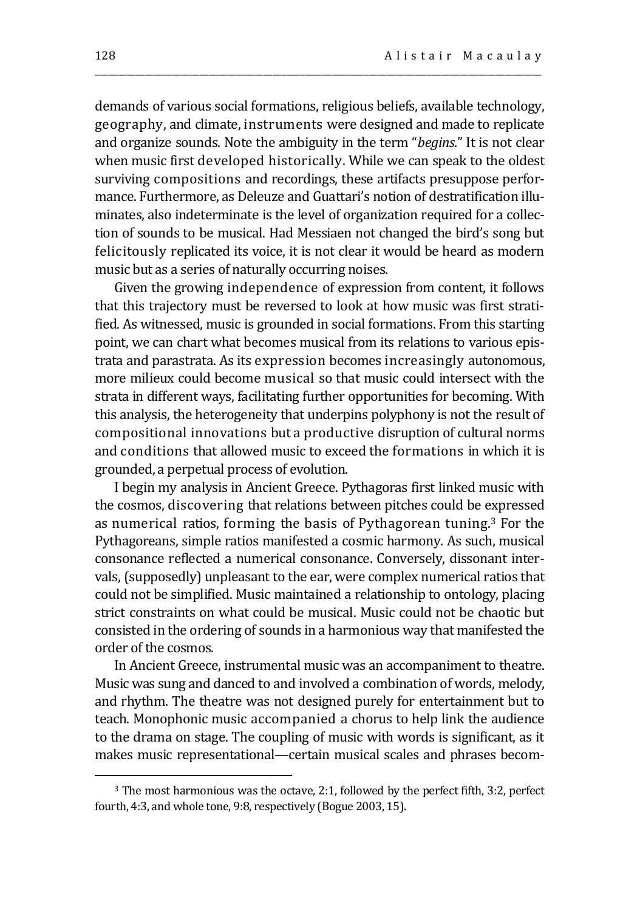demands of various social formations, religious beliefs, available technology, geography, and climate, instruments were designed and made to replicate and organize sounds. Note the ambiguity in the term "*begins*." It is not clear when music first developed historically. While we can speak to the oldest surviving compositions and recordings, these artifacts presuppose performance. Furthermore, as Deleuze and Guattari's notion of destratification illuminates, also indeterminate is the level of organization required for a collection of sounds to be musical. Had Messiaen not changed the bird's song but felicitously replicated its voice, it is not clear it would be heard as modern music but as a series of naturally occurring noises.

Given the growing independence of expression from content, it follows that this trajectory must be reversed to look at how music was first stratified. As witnessed, music is grounded in social formations. From this starting point, we can chart what becomes musical from its relations to various epistrata and parastrata. As its expression becomes increasingly autonomous, more milieux could become musical so that music could intersect with the strata in different ways, facilitating further opportunities for becoming. With this analysis, the heterogeneity that underpins polyphony is not the result of compositional innovations but a productive disruption of cultural norms and conditions that allowed music to exceed the formations in which it is grounded, a perpetual process of evolution.

I begin my analysis in Ancient Greece. Pythagoras first linked music with the cosmos, discovering that relations between pitches could be expressed as numerical ratios, forming the basis of Pythagorean tuning.[3] For the Pythagoreans, simple ratios manifested a cosmic harmony. As such, musical consonance reflected a numerical consonance. Conversely, dissonant intervals, (supposedly) unpleasant to the ear, were complex numerical ratios that could not be simplified. Music maintained a relationship to ontology, placing strict constraints on what could be musical. Music could not be chaotic but consisted in the ordering of sounds in a harmonious way that manifested the order of the cosmos.

In Ancient Greece, instrumental music was an accompaniment to theatre. Music was sung and danced to and involved a combination of words, melody, and rhythm. The theatre was not designed purely for entertainment but to teach. Monophonic music accompanied a chorus to help link the audience to the drama on stage. The coupling of music with words is significant, as it makes music representational—certain musical scales and phrases becom-

[3] The most harmonious was the octave, 2:1, followed by the perfect fifth, 3:2, perfect fourth, 4:3, and whole tone, 9:8, respectively (Bogue 2003, 15).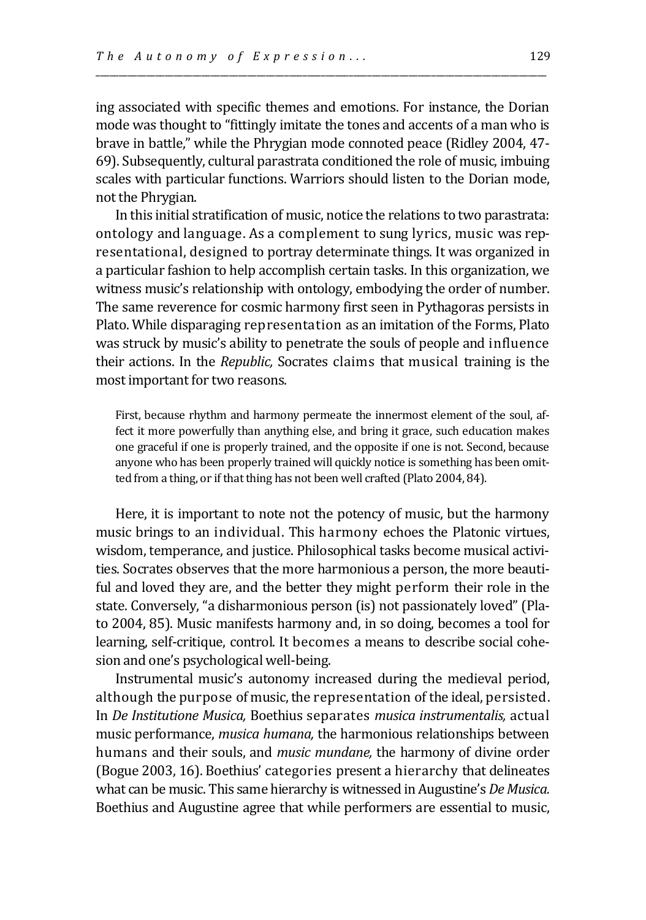ing associated with specific themes and emotions. For instance, the Dorian mode was thought to "fittingly imitate the tones and accents of a man who is brave in battle," while the Phrygian mode connoted peace (Ridley 2004, 47-69). Subsequently, cultural parastrata conditioned the role of music, imbuing scales with particular functions. Warriors should listen to the Dorian mode, not the Phrygian.

In this initial stratification of music, notice the relations to two parastrata: ontology and language. As a complement to sung lyrics, music was representational, designed to portray determinate things. It was organized in a particular fashion to help accomplish certain tasks. In this organization, we witness music's relationship with ontology, embodying the order of number. The same reverence for cosmic harmony first seen in Pythagoras persists in Plato. While disparaging representation as an imitation of the Forms, Plato was struck by music's ability to penetrate the souls of people and influence their actions. In the *Republic,* Socrates claims that musical training is the most important for two reasons.

> First, because rhythm and harmony permeate the innermost element of the soul, affect it more powerfully than anything else, and bring it grace, such education makes one graceful if one is properly trained, and the opposite if one is not. Second, because anyone who has been properly trained will quickly notice is something has been omitted from a thing, or if that thing has not been well crafted (Plato 2004, 84).

Here, it is important to note not the potency of music, but the harmony music brings to an individual. This harmony echoes the Platonic virtues, wisdom, temperance, and justice. Philosophical tasks become musical activities. Socrates observes that the more harmonious a person, the more beautiful and loved they are, and the better they might perform their role in the state. Conversely, "a disharmonious person (is) not passionately loved" (Plato 2004, 85). Music manifests harmony and, in so doing, becomes a tool for learning, self-critique, control. It becomes a means to describe social cohesion and one's psychological well-being.

Instrumental music's autonomy increased during the medieval period, although the purpose of music, the representation of the ideal, persisted. In *De Institutione Musica,* Boethius separates *musica instrumentalis,* actual music performance, *musica humana,* the harmonious relationships between humans and their souls, and *music mundane,* the harmony of divine order (Bogue 2003, 16). Boethius' categories present a hierarchy that delineates what can be music. This same hierarchy is witnessed in Augustine's *De Musica.* Boethius and Augustine agree that while performers are essential to music,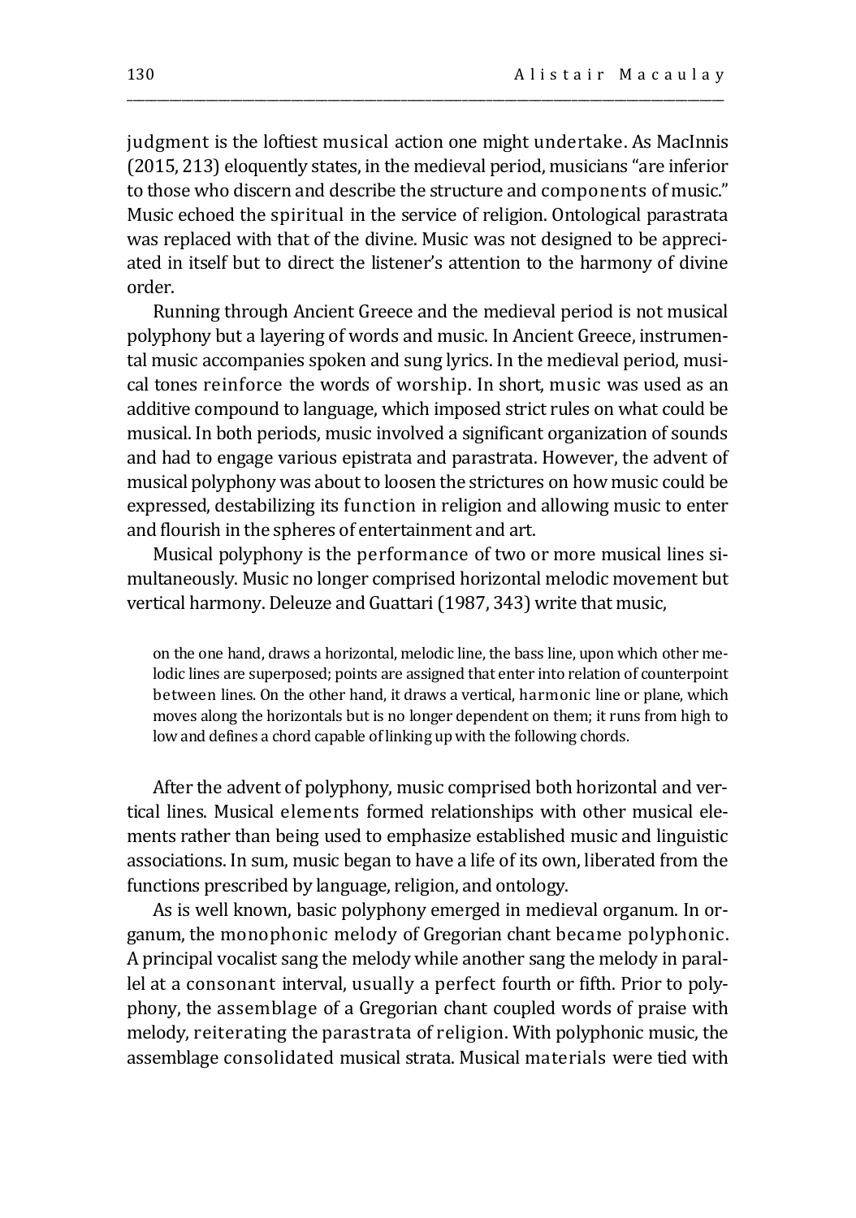judgment is the loftiest musical action one might undertake. As MacInnis (2015, 213) eloquently states, in the medieval period, musicians "are inferior to those who discern and describe the structure and components of music." Music echoed the spiritual in the service of religion. Ontological parastrata was replaced with that of the divine. Music was not designed to be appreciated in itself but to direct the listener's attention to the harmony of divine order.

Running through Ancient Greece and the medieval period is not musical polyphony but a layering of words and music. In Ancient Greece, instrumental music accompanies spoken and sung lyrics. In the medieval period, musical tones reinforce the words of worship. In short, music was used as an additive compound to language, which imposed strict rules on what could be musical. In both periods, music involved a significant organization of sounds and had to engage various epistrata and parastrata. However, the advent of musical polyphony was about to loosen the strictures on how music could be expressed, destabilizing its function in religion and allowing music to enter and flourish in the spheres of entertainment and art.

Musical polyphony is the performance of two or more musical lines simultaneously. Music no longer comprised horizontal melodic movement but vertical harmony. Deleuze and Guattari (1987, 343) write that music,

> on the one hand, draws a horizontal, melodic line, the bass line, upon which other melodic lines are superposed; points are assigned that enter into relation of counterpoint between lines. On the other hand, it draws a vertical, harmonic line or plane, which moves along the horizontals but is no longer dependent on them; it runs from high to low and defines a chord capable of linking up with the following chords.

After the advent of polyphony, music comprised both horizontal and vertical lines. Musical elements formed relationships with other musical elements rather than being used to emphasize established music and linguistic associations. In sum, music began to have a life of its own, liberated from the functions prescribed by language, religion, and ontology.

As is well known, basic polyphony emerged in medieval organum. In organum, the monophonic melody of Gregorian chant became polyphonic. A principal vocalist sang the melody while another sang the melody in parallel at a consonant interval, usually a perfect fourth or fifth. Prior to polyphony, the assemblage of a Gregorian chant coupled words of praise with melody, reiterating the parastrata of religion. With polyphonic music, the assemblage consolidated musical strata. Musical materials were tied with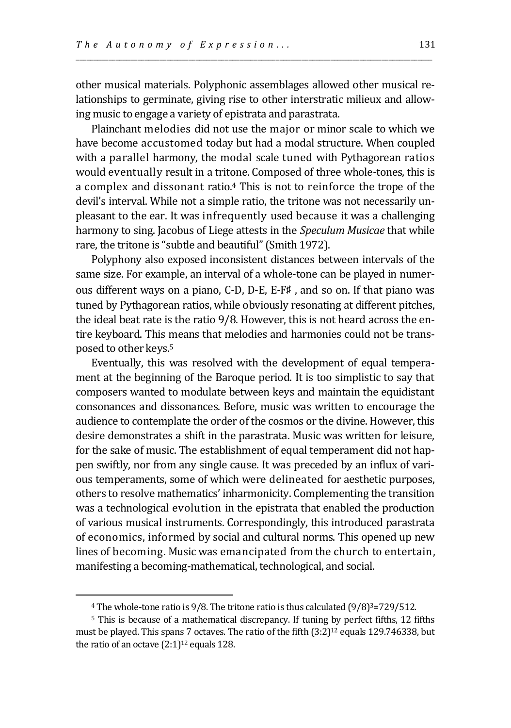other musical materials. Polyphonic assemblages allowed other musical relationships to germinate, giving rise to other interstratic milieux and allowing music to engage a variety of epistrata and parastrata.

Plainchant melodies did not use the major or minor scale to which we have become accustomed today but had a modal structure. When coupled with a parallel harmony, the modal scale tuned with Pythagorean ratios would eventually result in a tritone. Composed of three whole-tones, this is a complex and dissonant ratio.[4] This is not to reinforce the trope of the devil's interval. While not a simple ratio, the tritone was not necessarily unpleasant to the ear. It was infrequently used because it was a challenging harmony to sing. Jacobus of Liege attests in the *Speculum Musicae* that while rare, the tritone is "subtle and beautiful" (Smith 1972).

Polyphony also exposed inconsistent distances between intervals of the same size. For example, an interval of a whole-tone can be played in numerous different ways on a piano, C-D, D-E, E-F♯ , and so on. If that piano was tuned by Pythagorean ratios, while obviously resonating at different pitches, the ideal beat rate is the ratio 9/8. However, this is not heard across the entire keyboard. This means that melodies and harmonies could not be transposed to other keys.[5]

Eventually, this was resolved with the development of equal temperament at the beginning of the Baroque period. It is too simplistic to say that composers wanted to modulate between keys and maintain the equidistant consonances and dissonances. Before, music was written to encourage the audience to contemplate the order of the cosmos or the divine. However, this desire demonstrates a shift in the parastrata. Music was written for leisure, for the sake of music. The establishment of equal temperament did not happen swiftly, nor from any single cause. It was preceded by an influx of various temperaments, some of which were delineated for aesthetic purposes, others to resolve mathematics' inharmonicity. Complementing the transition was a technological evolution in the epistrata that enabled the production of various musical instruments. Correspondingly, this introduced parastrata of economics, informed by social and cultural norms. This opened up new lines of becoming. Music was emancipated from the church to entertain, manifesting a becoming-mathematical, technological, and social.

---

[4] The whole-tone ratio is 9/8. The tritone ratio is thus calculated $(9/8)^3=729/512$.

[5] This is because of a mathematical discrepancy. If tuning by perfect fifths, 12 fifths must be played. This spans 7 octaves. The ratio of the fifth $(3:2)^{12}$ equals 129.746338, but the ratio of an octave $(2:1)^{12}$ equals 128.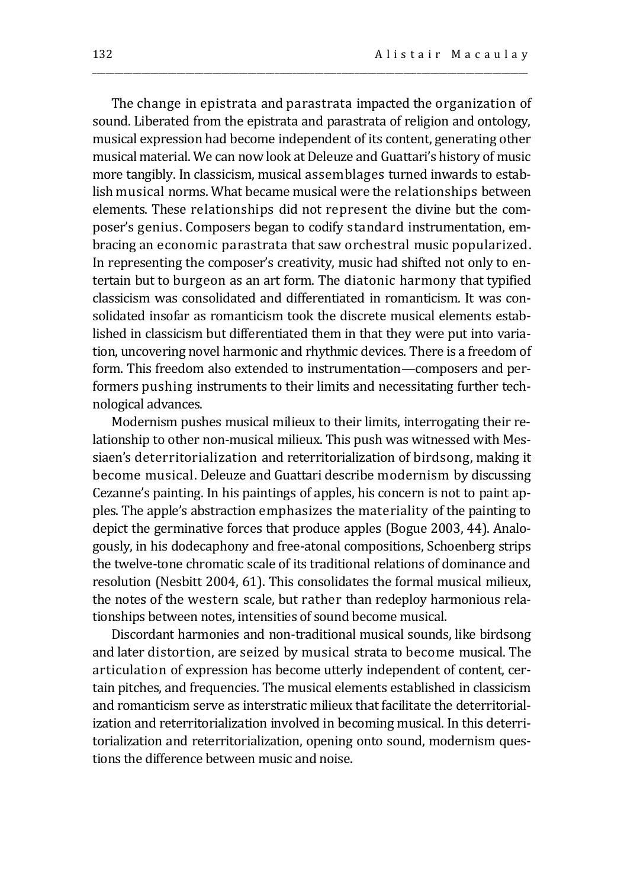The change in epistrata and parastrata impacted the organization of sound. Liberated from the epistrata and parastrata of religion and ontology, musical expression had become independent of its content, generating other musical material. We can now look at Deleuze and Guattari's history of music more tangibly. In classicism, musical assemblages turned inwards to establish musical norms. What became musical were the relationships between elements. These relationships did not represent the divine but the composer's genius. Composers began to codify standard instrumentation, embracing an economic parastrata that saw orchestral music popularized. In representing the composer's creativity, music had shifted not only to entertain but to burgeon as an art form. The diatonic harmony that typified classicism was consolidated and differentiated in romanticism. It was consolidated insofar as romanticism took the discrete musical elements established in classicism but differentiated them in that they were put into variation, uncovering novel harmonic and rhythmic devices. There is a freedom of form. This freedom also extended to instrumentation—composers and performers pushing instruments to their limits and necessitating further technological advances.

Modernism pushes musical milieux to their limits, interrogating their relationship to other non-musical milieux. This push was witnessed with Messiaen's deterritorialization and reterritorialization of birdsong, making it become musical. Deleuze and Guattari describe modernism by discussing Cezanne's painting. In his paintings of apples, his concern is not to paint apples. The apple's abstraction emphasizes the materiality of the painting to depict the germinative forces that produce apples (Bogue 2003, 44). Analogously, in his dodecaphony and free-atonal compositions, Schoenberg strips the twelve-tone chromatic scale of its traditional relations of dominance and resolution (Nesbitt 2004, 61). This consolidates the formal musical milieux, the notes of the western scale, but rather than redeploy harmonious relationships between notes, intensities of sound become musical.

Discordant harmonies and non-traditional musical sounds, like birdsong and later distortion, are seized by musical strata to become musical. The articulation of expression has become utterly independent of content, certain pitches, and frequencies. The musical elements established in classicism and romanticism serve as interstratic milieux that facilitate the deterritorialization and reterritorialization involved in becoming musical. In this deterritorialization and reterritorialization, opening onto sound, modernism questions the difference between music and noise.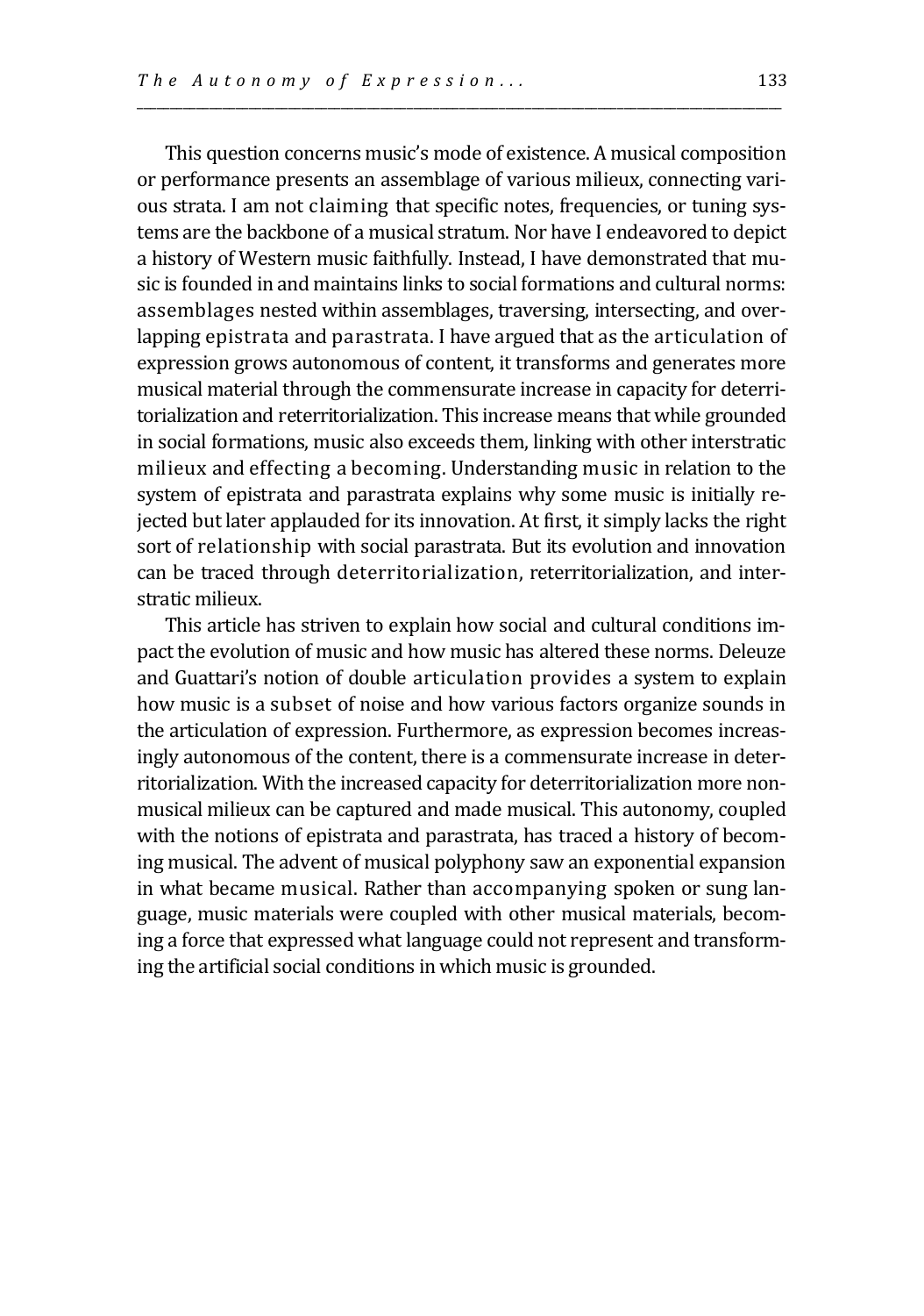This question concerns music's mode of existence. A musical composition or performance presents an assemblage of various milieux, connecting various strata. I am not claiming that specific notes, frequencies, or tuning systems are the backbone of a musical stratum. Nor have I endeavored to depict a history of Western music faithfully. Instead, I have demonstrated that music is founded in and maintains links to social formations and cultural norms: assemblages nested within assemblages, traversing, intersecting, and overlapping epistrata and parastrata. I have argued that as the articulation of expression grows autonomous of content, it transforms and generates more musical material through the commensurate increase in capacity for deterritorialization and reterritorialization. This increase means that while grounded in social formations, music also exceeds them, linking with other interstratic milieux and effecting a becoming. Understanding music in relation to the system of epistrata and parastrata explains why some music is initially rejected but later applauded for its innovation. At first, it simply lacks the right sort of relationship with social parastrata. But its evolution and innovation can be traced through deterritorialization, reterritorialization, and interstratic milieux.

This article has striven to explain how social and cultural conditions impact the evolution of music and how music has altered these norms. Deleuze and Guattari's notion of double articulation provides a system to explain how music is a subset of noise and how various factors organize sounds in the articulation of expression. Furthermore, as expression becomes increasingly autonomous of the content, there is a commensurate increase in deterritorialization. With the increased capacity for deterritorialization more nonmusical milieux can be captured and made musical. This autonomy, coupled with the notions of epistrata and parastrata, has traced a history of becoming musical. The advent of musical polyphony saw an exponential expansion in what became musical. Rather than accompanying spoken or sung language, music materials were coupled with other musical materials, becoming a force that expressed what language could not represent and transforming the artificial social conditions in which music is grounded.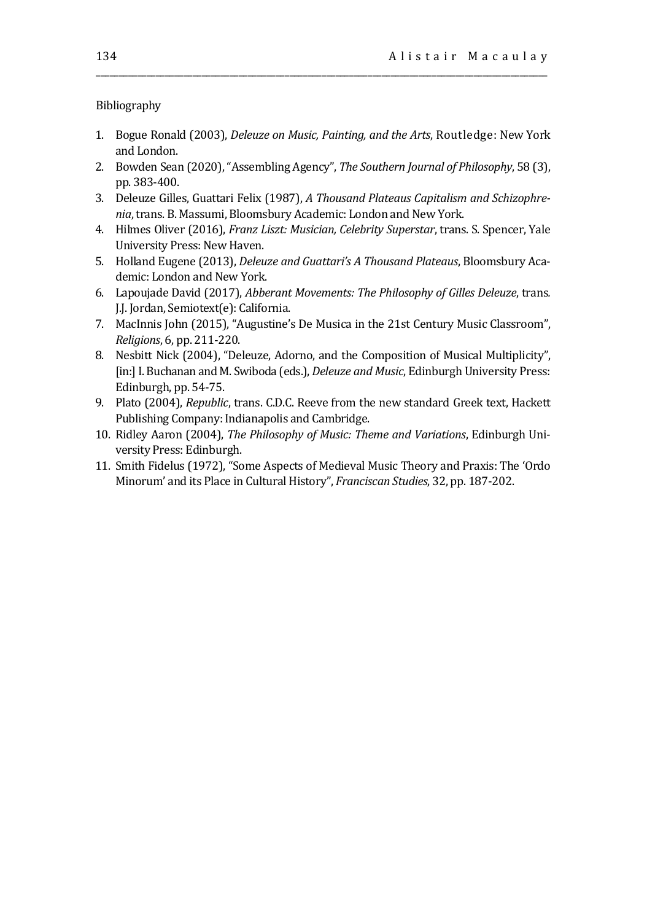Bibliography

1. Bogue Ronald (2003), *Deleuze on Music, Painting, and the Arts*, Routledge: New York and London.
2. Bowden Sean (2020), "Assembling Agency", *The Southern Journal of Philosophy*, 58 (3), pp. 383-400.
3. Deleuze Gilles, Guattari Felix (1987), *A Thousand Plateaus Capitalism and Schizophrenia*, trans. B. Massumi, Bloomsbury Academic: London and New York.
4. Hilmes Oliver (2016), *Franz Liszt: Musician, Celebrity Superstar*, trans. S. Spencer, Yale University Press: New Haven.
5. Holland Eugene (2013), *Deleuze and Guattari's A Thousand Plateaus*, Bloomsbury Academic: London and New York.
6. Lapoujade David (2017), *Abberant Movements: The Philosophy of Gilles Deleuze*, trans. J.J. Jordan, Semiotext(e): California.
7. MacInnis John (2015), "Augustine's De Musica in the 21st Century Music Classroom", *Religions*, 6, pp. 211-220.
8. Nesbitt Nick (2004), "Deleuze, Adorno, and the Composition of Musical Multiplicity", [in:] I. Buchanan and M. Swiboda (eds.), *Deleuze and Music*, Edinburgh University Press: Edinburgh, pp. 54-75.
9. Plato (2004), *Republic*, trans. C.D.C. Reeve from the new standard Greek text, Hackett Publishing Company: Indianapolis and Cambridge.
10. Ridley Aaron (2004), *The Philosophy of Music: Theme and Variations*, Edinburgh University Press: Edinburgh.
11. Smith Fidelus (1972), "Some Aspects of Medieval Music Theory and Praxis: The 'Ordo Minorum' and its Place in Cultural History", *Franciscan Studies*, 32, pp. 187-202.